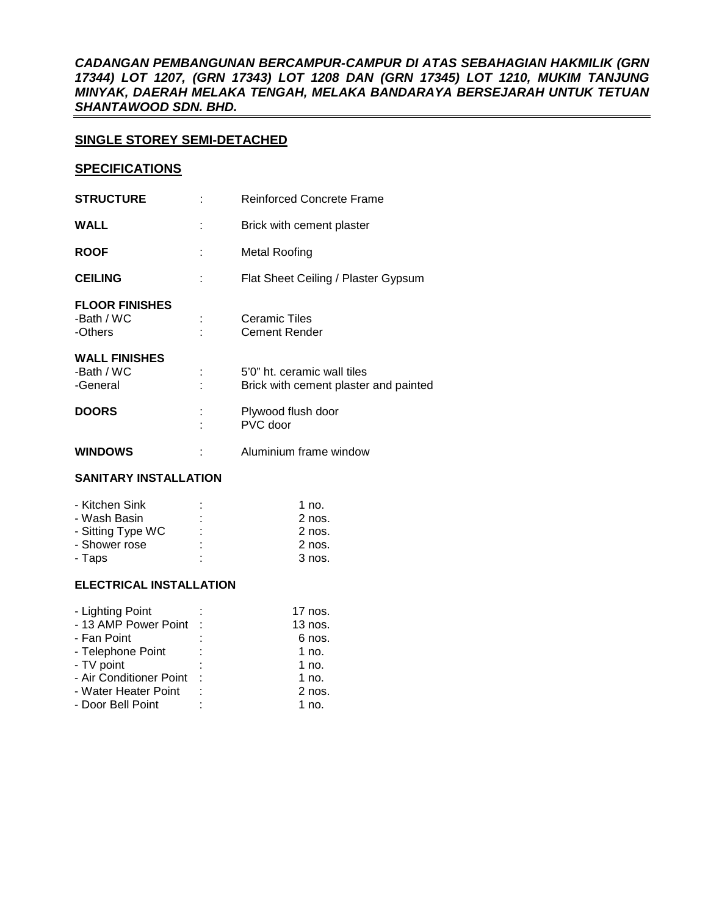***CADANGAN PEMBANGUNAN BERCAMPUR-CAMPUR DI ATAS SEBAHAGIAN HAKMILIK (GRN 17344) LOT 1207, (GRN 17343) LOT 1208 DAN (GRN 17345) LOT 1210, MUKIM TANJUNG MINYAK, DAERAH MELAKA TENGAH, MELAKA BANDARAYA BERSEJARAH UNTUK TETUAN SHANTAWOOD SDN. BHD.***

## SINGLE STOREY SEMI-DETACHED

## SPECIFICATIONS

| | | |
|---|---|---|
| **STRUCTURE** | : | Reinforced Concrete Frame |
| **WALL** | : | Brick with cement plaster |
| **ROOF** | : | Metal Roofing |
| **CEILING** | : | Flat Sheet Ceiling / Plaster Gypsum |
| **FLOOR FINISHES** | | |
| -Bath / WC | : | Ceramic Tiles |
| -Others | : | Cement Render |
| **WALL FINISHES** | | |
| -Bath / WC | : | 5'0" ht. ceramic wall tiles |
| -General | : | Brick with cement plaster and painted |
| **DOORS** | : | Plywood flush door |
| | : | PVC door |
| **WINDOWS** | : | Aluminium frame window |

**SANITARY INSTALLATION**

| | | |
|---|---|---|
| - Kitchen Sink | : | 1 no. |
| - Wash Basin | : | 2 nos. |
| - Sitting Type WC | : | 2 nos. |
| - Shower rose | : | 2 nos. |
| - Taps | : | 3 nos. |

**ELECTRICAL INSTALLATION**

| | | |
|---|---|---|
| - Lighting Point | : | 17 nos. |
| - 13 AMP Power Point | : | 13 nos. |
| - Fan Point | : | 6 nos. |
| - Telephone Point | : | 1 no. |
| - TV point | : | 1 no. |
| - Air Conditioner Point | : | 1 no. |
| - Water Heater Point | : | 2 nos. |
| - Door Bell Point | : | 1 no. |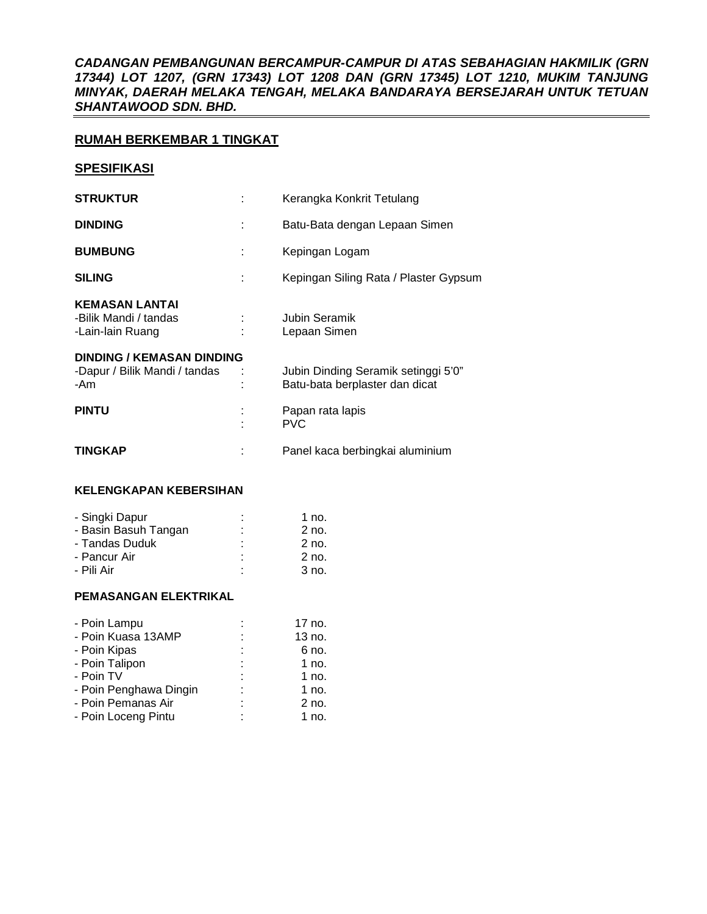***CADANGAN PEMBANGUNAN BERCAMPUR-CAMPUR DI ATAS SEBAHAGIAN HAKMILIK (GRN 17344) LOT 1207, (GRN 17343) LOT 1208 DAN (GRN 17345) LOT 1210, MUKIM TANJUNG MINYAK, DAERAH MELAKA TENGAH, MELAKA BANDARAYA BERSEJARAH UNTUK TETUAN SHANTAWOOD SDN. BHD.***

## RUMAH BERKEMBAR 1 TINGKAT

### SPESIFIKASI

| | | |
|---|---|---|
| **STRUKTUR** | : | Kerangka Konkrit Tetulang |
| **DINDING** | : | Batu-Bata dengan Lepaan Simen |
| **BUMBUNG** | : | Kepingan Logam |
| **SILING** | : | Kepingan Siling Rata / Plaster Gypsum |
| **KEMASAN LANTAI** | | |
| -Bilik Mandi / tandas | : | Jubin Seramik |
| -Lain-lain Ruang | : | Lepaan Simen |
| **DINDING / KEMASAN DINDING** | | |
| -Dapur / Bilik Mandi / tandas | : | Jubin Dinding Seramik setinggi 5'0" |
| -Am | : | Batu-bata berplaster dan dicat |
| **PINTU** | : | Papan rata lapis |
| | : | PVC |
| **TINGKAP** | : | Panel kaca berbingkai aluminium |

**KELENGKAPAN KEBERSIHAN**

| | | |
|---|---|---|
| - Singki Dapur | : | 1 no. |
| - Basin Basuh Tangan | : | 2 no. |
| - Tandas Duduk | : | 2 no. |
| - Pancur Air | : | 2 no. |
| - Pili Air | : | 3 no. |

**PEMASANGAN ELEKTRIKAL**

| | | |
|---|---|---|
| - Poin Lampu | : | 17 no. |
| - Poin Kuasa 13AMP | : | 13 no. |
| - Poin Kipas | : | 6 no. |
| - Poin Talipon | : | 1 no. |
| - Poin TV | : | 1 no. |
| - Poin Penghawa Dingin | : | 1 no. |
| - Poin Pemanas Air | : | 2 no. |
| - Poin Loceng Pintu | : | 1 no. |